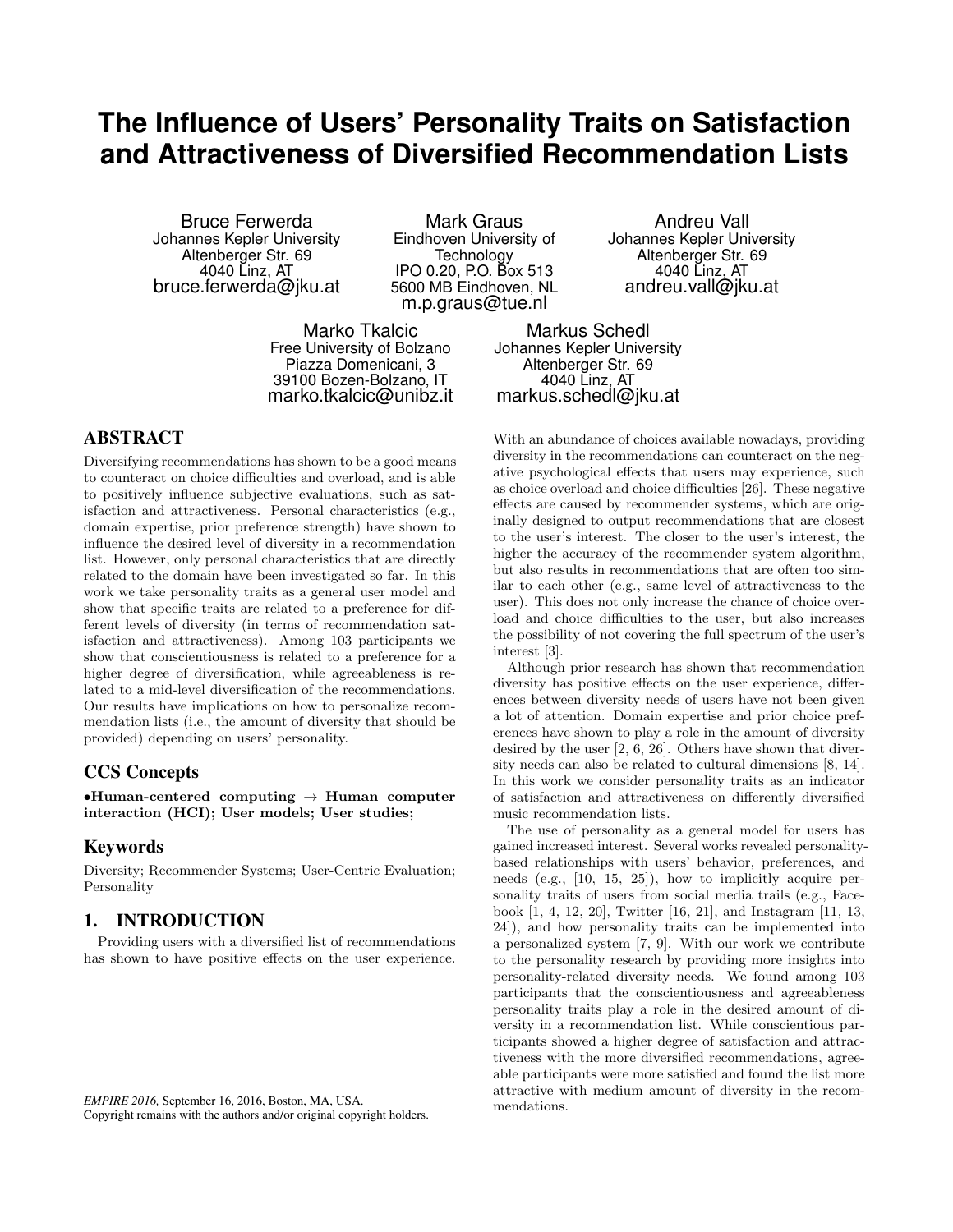# The Influence of Users' Personality Traits on Satisfaction and Attractiveness of Diversified Recommendation Lists

Bruce Ferwerda
Johannes Kepler University
Altenberger Str. 69
4040 Linz, AT
bruce.ferwerda@jku.at

Mark Graus
Eindhoven University of Technology
IPO 0.20, P.O. Box 513
5600 MB Eindhoven, NL
m.p.graus@tue.nl

Andreu Vall
Johannes Kepler University
Altenberger Str. 69
4040 Linz, AT
andreu.vall@jku.at

Marko Tkalcic
Free University of Bolzano
Piazza Domenicani, 3
39100 Bozen-Bolzano, IT
marko.tkalcic@unibz.it

Markus Schedl
Johannes Kepler University
Altenberger Str. 69
4040 Linz, AT
markus.schedl@jku.at

## ABSTRACT

Diversifying recommendations has shown to be a good means to counteract on choice difficulties and overload, and is able to positively influence subjective evaluations, such as satisfaction and attractiveness. Personal characteristics (e.g., domain expertise, prior preference strength) have shown to influence the desired level of diversity in a recommendation list. However, only personal characteristics that are directly related to the domain have been investigated so far. In this work we take personality traits as a general user model and show that specific traits are related to a preference for different levels of diversity (in terms of recommendation satisfaction and attractiveness). Among 103 participants we show that conscientiousness is related to a preference for a higher degree of diversification, while agreeableness is related to a mid-level diversification of the recommendations. Our results have implications on how to personalize recommendation lists (i.e., the amount of diversity that should be provided) depending on users' personality.

## CCS Concepts

**•Human-centered computing → Human computer interaction (HCI); User models; User studies;**

## Keywords

Diversity; Recommender Systems; User-Centric Evaluation; Personality

## 1. INTRODUCTION

Providing users with a diversified list of recommendations has shown to have positive effects on the user experience. With an abundance of choices available nowadays, providing diversity in the recommendations can counteract on the negative psychological effects that users may experience, such as choice overload and choice difficulties [26]. These negative effects are caused by recommender systems, which are originally designed to output recommendations that are closest to the user's interest. The closer to the user's interest, the higher the accuracy of the recommender system algorithm, but also results in recommendations that are often too similar to each other (e.g., same level of attractiveness to the user). This does not only increase the chance of choice overload and choice difficulties to the user, but also increases the possibility of not covering the full spectrum of the user's interest [3].

Although prior research has shown that recommendation diversity has positive effects on the user experience, differences between diversity needs of users have not been given a lot of attention. Domain expertise and prior choice preferences have shown to play a role in the amount of diversity desired by the user [2, 6, 26]. Others have shown that diversity needs can also be related to cultural dimensions [8, 14]. In this work we consider personality traits as an indicator of satisfaction and attractiveness on differently diversified music recommendation lists.

The use of personality as a general model for users has gained increased interest. Several works revealed personality-based relationships with users' behavior, preferences, and needs (e.g., [10, 15, 25]), how to implicitly acquire personality traits of users from social media trails (e.g., Facebook [1, 4, 12, 20], Twitter [16, 21], and Instagram [11, 13, 24]), and how personality traits can be implemented into a personalized system [7, 9]. With our work we contribute to the personality research by providing more insights into personality-related diversity needs. We found among 103 participants that the conscientiousness and agreeableness personality traits play a role in the desired amount of diversity in a recommendation list. While conscientious participants showed a higher degree of satisfaction and attractiveness with the more diversified recommendations, agreeable participants were more satisfied and found the list more attractive with medium amount of diversity in the recommendations.

*EMPIRE 2016*, September 16, 2016, Boston, MA, USA.
Copyright remains with the authors and/or original copyright holders.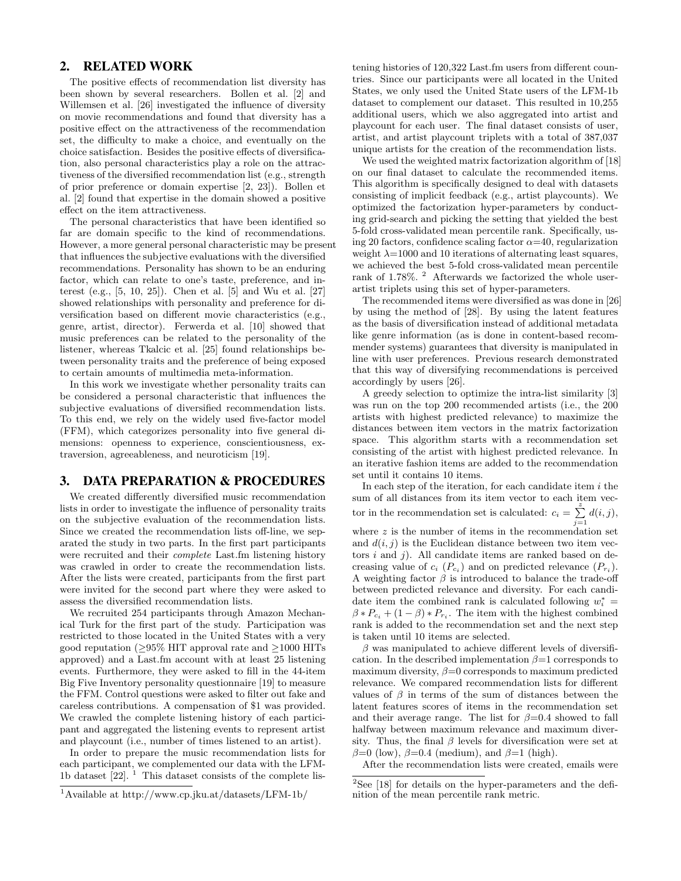## 2. RELATED WORK

The positive effects of recommendation list diversity has been shown by several researchers. Bollen et al. [2] and Willemsen et al. [26] investigated the influence of diversity on movie recommendations and found that diversity has a positive effect on the attractiveness of the recommendation set, the difficulty to make a choice, and eventually on the choice satisfaction. Besides the positive effects of diversification, also personal characteristics play a role on the attractiveness of the diversified recommendation list (e.g., strength of prior preference or domain expertise [2, 23]). Bollen et al. [2] found that expertise in the domain showed a positive effect on the item attractiveness.

The personal characteristics that have been identified so far are domain specific to the kind of recommendations. However, a more general personal characteristic may be present that influences the subjective evaluations with the diversified recommendations. Personality has shown to be an enduring factor, which can relate to one's taste, preference, and interest (e.g., [5, 10, 25]). Chen et al. [5] and Wu et al. [27] showed relationships with personality and preference for diversification based on different movie characteristics (e.g., genre, artist, director). Ferwerda et al. [10] showed that music preferences can be related to the personality of the listener, whereas Tkalcic et al. [25] found relationships between personality traits and the preference of being exposed to certain amounts of multimedia meta-information.

In this work we investigate whether personality traits can be considered a personal characteristic that influences the subjective evaluations of diversified recommendation lists. To this end, we rely on the widely used five-factor model (FFM), which categorizes personality into five general dimensions: openness to experience, conscientiousness, extraversion, agreeableness, and neuroticism [19].

## 3. DATA PREPARATION & PROCEDURES

We created differently diversified music recommendation lists in order to investigate the influence of personality traits on the subjective evaluation of the recommendation lists. Since we created the recommendation lists off-line, we separated the study in two parts. In the first part participants were recruited and their *complete* Last.fm listening history was crawled in order to create the recommendation lists. After the lists were created, participants from the first part were invited for the second part where they were asked to assess the diversified recommendation lists.

We recruited 254 participants through Amazon Mechanical Turk for the first part of the study. Participation was restricted to those located in the United States with a very good reputation ($\geq$95% HIT approval rate and $\geq$1000 HITs approved) and a Last.fm account with at least 25 listening events. Furthermore, they were asked to fill in the 44-item Big Five Inventory personality questionnaire [19] to measure the FFM. Control questions were asked to filter out fake and careless contributions. A compensation of $1 was provided. We crawled the complete listening history of each participant and aggregated the listening events to represent artist and playcount (i.e., number of times listened to an artist).

In order to prepare the music recommendation lists for each participant, we complemented our data with the LFM-1b dataset [22]. [1] This dataset consists of the complete listening histories of 120,322 Last.fm users from different countries. Since our participants were all located in the United States, we only used the United State users of the LFM-1b dataset to complement our dataset. This resulted in 10,255 additional users, which we also aggregated into artist and playcount for each user. The final dataset consists of user, artist, and artist playcount triplets with a total of 387,037 unique artists for the creation of the recommendation lists.

We used the weighted matrix factorization algorithm of [18] on our final dataset to calculate the recommended items. This algorithm is specifically designed to deal with datasets consisting of implicit feedback (e.g., artist playcounts). We optimized the factorization hyper-parameters by conducting grid-search and picking the setting that yielded the best 5-fold cross-validated mean percentile rank. Specifically, using 20 factors, confidence scaling factor $\alpha$=40, regularization weight $\lambda$=1000 and 10 iterations of alternating least squares, we achieved the best 5-fold cross-validated mean percentile rank of 1.78%. [2] Afterwards we factorized the whole user-artist triplets using this set of hyper-parameters.

The recommended items were diversified as was done in [26] by using the method of [28]. By using the latent features as the basis of diversification instead of additional metadata like genre information (as is done in content-based recommender systems) guarantees that diversity is manipulated in line with user preferences. Previous research demonstrated that this way of diversifying recommendations is perceived accordingly by users [26].

A greedy selection to optimize the intra-list similarity [3] was run on the top 200 recommended artists (i.e., the 200 artists with highest predicted relevance) to maximize the distances between item vectors in the matrix factorization space. This algorithm starts with a recommendation set consisting of the artist with highest predicted relevance. In an iterative fashion items are added to the recommendation set until it contains 10 items.

In each step of the iteration, for each candidate item $i$ the sum of all distances from its item vector to each item vector in the recommendation set is calculated: $c_i = \sum_{j=1}^{z} d(i,j)$, where $z$ is the number of items in the recommendation set and $d(i,j)$ is the Euclidean distance between two item vectors $i$ and $j$). All candidate items are ranked based on decreasing value of $c_i$ ($P_{c_i}$) and on predicted relevance ($P_{r_i}$). A weighting factor $\beta$ is introduced to balance the trade-off between predicted relevance and diversity. For each candidate item the combined rank is calculated following $w_i^* = \beta * P_{c_i} + (1-\beta) * P_{r_i}$. The item with the highest combined rank is added to the recommendation set and the next step is taken until 10 items are selected.

$\beta$ was manipulated to achieve different levels of diversification. In the described implementation $\beta$=1 corresponds to maximum diversity, $\beta$=0 corresponds to maximum predicted relevance. We compared recommendation lists for different values of $\beta$ in terms of the sum of distances between the latent features scores of items in the recommendation set and their average range. The list for $\beta$=0.4 showed to fall halfway between maximum relevance and maximum diversity. Thus, the final $\beta$ levels for diversification were set at $\beta$=0 (low), $\beta$=0.4 (medium), and $\beta$=1 (high).

After the recommendation lists were created, emails were

[1] Available at http://www.cp.jku.at/datasets/LFM-1b/

[2] See [18] for details on the hyper-parameters and the definition of the mean percentile rank metric.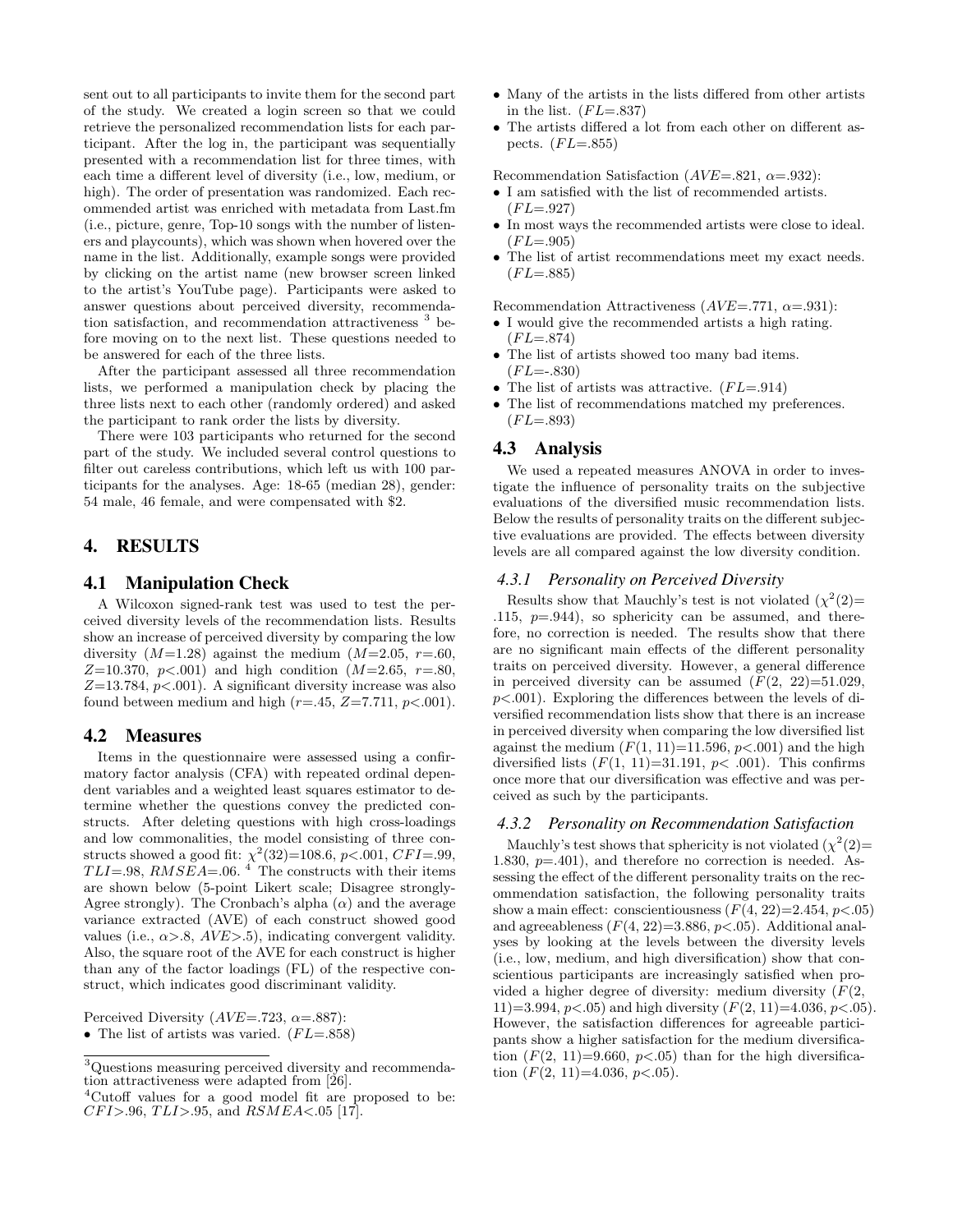sent out to all participants to invite them for the second part of the study. We created a login screen so that we could retrieve the personalized recommendation lists for each participant. After the log in, the participant was sequentially presented with a recommendation list for three times, with each time a different level of diversity (i.e., low, medium, or high). The order of presentation was randomized. Each recommended artist was enriched with metadata from Last.fm (i.e., picture, genre, Top-10 songs with the number of listeners and playcounts), which was shown when hovered over the name in the list. Additionally, example songs were provided by clicking on the artist name (new browser screen linked to the artist's YouTube page). Participants were asked to answer questions about perceived diversity, recommendation satisfaction, and recommendation attractiveness [3] before moving on to the next list. These questions needed to be answered for each of the three lists.

After the participant assessed all three recommendation lists, we performed a manipulation check by placing the three lists next to each other (randomly ordered) and asked the participant to rank order the lists by diversity.

There were 103 participants who returned for the second part of the study. We included several control questions to filter out careless contributions, which left us with 100 participants for the analyses. Age: 18-65 (median 28), gender: 54 male, 46 female, and were compensated with $2.

## 4. RESULTS

### 4.1 Manipulation Check

A Wilcoxon signed-rank test was used to test the perceived diversity levels of the recommendation lists. Results show an increase of perceived diversity by comparing the low diversity ($M$=1.28) against the medium ($M$=2.05, $r$=.60, $Z$=10.370, $p$<.001) and high condition ($M$=2.65, $r$=.80, $Z$=13.784, $p$<.001). A significant diversity increase was also found between medium and high ($r$=.45, $Z$=7.711, $p$<.001).

### 4.2 Measures

Items in the questionnaire were assessed using a confirmatory factor analysis (CFA) with repeated ordinal dependent variables and a weighted least squares estimator to determine whether the questions convey the predicted constructs. After deleting questions with high cross-loadings and low commonalities, the model consisting of three constructs showed a good fit: $\chi^2(32)$=108.6, $p$<.001, $CFI$=.99, $TLI$=.98, $RMSEA$=.06. [4] The constructs with their items are shown below (5-point Likert scale; Disagree strongly-Agree strongly). The Cronbach's alpha ($\alpha$) and the average variance extracted (AVE) of each construct showed good values (i.e., $\alpha$>.8, $AVE$>.5), indicating convergent validity. Also, the square root of the AVE for each construct is higher than any of the factor loadings (FL) of the respective construct, which indicates good discriminant validity.

Perceived Diversity ($AVE$=.723, $\alpha$=.887):

- The list of artists was varied. ($FL$=.858)
- Many of the artists in the lists differed from other artists in the list. ($FL$=.837)
- The artists differed a lot from each other on different aspects. ($FL$=.855)

Recommendation Satisfaction ($AVE$=.821, $\alpha$=.932):

- I am satisfied with the list of recommended artists. ($FL$=.927)
- In most ways the recommended artists were close to ideal. ($FL$=.905)
- The list of artist recommendations meet my exact needs. ($FL$=.885)

Recommendation Attractiveness ($AVE$=.771, $\alpha$=.931):

- I would give the recommended artists a high rating. ($FL$=.874)
- The list of artists showed too many bad items. ($FL$=-.830)
- The list of artists was attractive. ($FL$=.914)
- The list of recommendations matched my preferences. ($FL$=.893)

### 4.3 Analysis

We used a repeated measures ANOVA in order to investigate the influence of personality traits on the subjective evaluations of the diversified music recommendation lists. Below the results of personality traits on the different subjective evaluations are provided. The effects between diversity levels are all compared against the low diversity condition.

#### 4.3.1 Personality on Perceived Diversity

Results show that Mauchly's test is not violated ($\chi^2(2)$= .115, $p$=.944), so sphericity can be assumed, and therefore, no correction is needed. The results show that there are no significant main effects of the different personality traits on perceived diversity. However, a general difference in perceived diversity can be assumed ($F(2, 22)$=51.029, $p$<.001). Exploring the differences between the levels of diversified recommendation lists show that there is an increase in perceived diversity when comparing the low diversified list against the medium ($F(1, 11)$=11.596, $p$<.001) and the high diversified lists ($F(1, 11)$=31.191, $p$< .001). This confirms once more that our diversification was effective and was perceived as such by the participants.

#### 4.3.2 Personality on Recommendation Satisfaction

Mauchly's test shows that sphericity is not violated ($\chi^2(2)$= 1.830, $p$=.401), and therefore no correction is needed. Assessing the effect of the different personality traits on the recommendation satisfaction, the following personality traits show a main effect: conscientiousness ($F(4, 22)$=2.454, $p$<.05) and agreeableness ($F(4, 22)$=3.886, $p$<.05). Additional analyses by looking at the levels between the diversity levels (i.e., low, medium, and high diversification) show that conscientious participants are increasingly satisfied when provided a higher degree of diversity: medium diversity ($F(2, 11)$=3.994, $p$<.05) and high diversity ($F(2, 11)$=4.036, $p$<.05). However, the satisfaction differences for agreeable participants show a higher satisfaction for the medium diversification ($F(2, 11)$=9.660, $p$<.05) than for the high diversification ($F(2, 11)$=4.036, $p$<.05).

---

[3] Questions measuring perceived diversity and recommendation attractiveness were adapted from [26].

[4] Cutoff values for a good model fit are proposed to be: $CFI$>.96, $TLI$>.95, and $RSMEA$<.05 [17].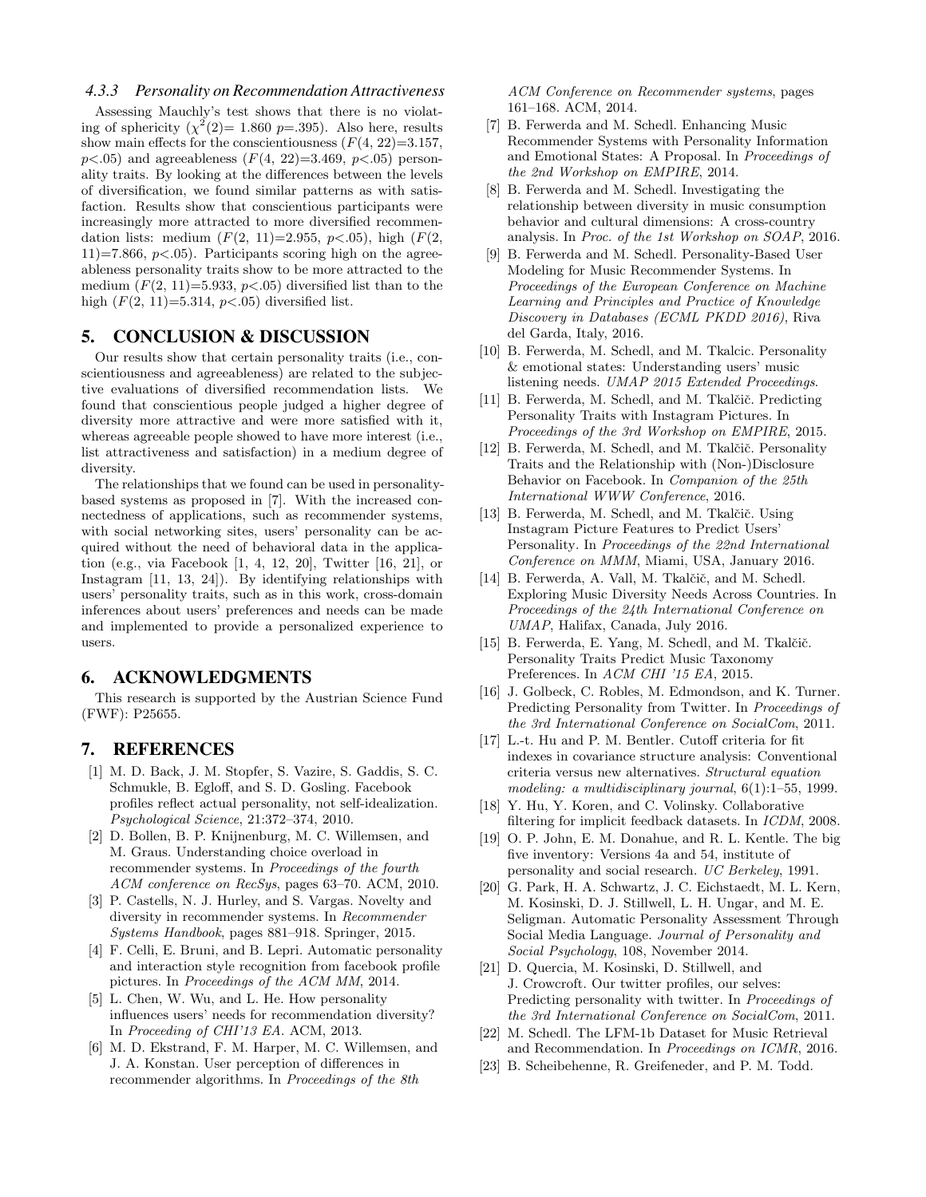#### 4.3.3 Personality on Recommendation Attractiveness

Assessing Mauchly's test shows that there is no violating of sphericity ($\chi^2(2)$= 1.860 $p$=.395). Also here, results show main effects for the conscientiousness ($F(4, 22)$=3.157, $p$<.05) and agreeableness ($F(4, 22)$=3.469, $p$<.05) personality traits. By looking at the differences between the levels of diversification, we found similar patterns as with satisfaction. Results show that conscientious participants were increasingly more attracted to more diversified recommendation lists: medium ($F(2, 11)$=2.955, $p$<.05), high ($F(2, 11)$=7.866, $p$<.05). Participants scoring high on the agreeableness personality traits show to be more attracted to the medium ($F(2, 11)$=5.933, $p$<.05) diversified list than to the high ($F(2, 11)$=5.314, $p$<.05) diversified list.

## 5. CONCLUSION & DISCUSSION

Our results show that certain personality traits (i.e., conscientiousness and agreeableness) are related to the subjective evaluations of diversified recommendation lists. We found that conscientious people judged a higher degree of diversity more attractive and were more satisfied with it, whereas agreeable people showed to have more interest (i.e., list attractiveness and satisfaction) in a medium degree of diversity.

The relationships that we found can be used in personality-based systems as proposed in [7]. With the increased connectedness of applications, such as recommender systems, with social networking sites, users' personality can be acquired without the need of behavioral data in the application (e.g., via Facebook [1, 4, 12, 20], Twitter [16, 21], or Instagram [11, 13, 24]). By identifying relationships with users' personality traits, such as in this work, cross-domain inferences about users' preferences and needs can be made and implemented to provide a personalized experience to users.

## 6. ACKNOWLEDGMENTS

This research is supported by the Austrian Science Fund (FWF): P25655.

## 7. REFERENCES

[1] M. D. Back, J. M. Stopfer, S. Vazire, S. Gaddis, S. C. Schmukle, B. Egloff, and S. D. Gosling. Facebook profiles reflect actual personality, not self-idealization. *Psychological Science*, 21:372–374, 2010.

[2] D. Bollen, B. P. Knijnenburg, M. C. Willemsen, and M. Graus. Understanding choice overload in recommender systems. In *Proceedings of the fourth ACM conference on RecSys*, pages 63–70. ACM, 2010.

[3] P. Castells, N. J. Hurley, and S. Vargas. Novelty and diversity in recommender systems. In *Recommender Systems Handbook*, pages 881–918. Springer, 2015.

[4] F. Celli, E. Bruni, and B. Lepri. Automatic personality and interaction style recognition from facebook profile pictures. In *Proceedings of the ACM MM*, 2014.

[5] L. Chen, W. Wu, and L. He. How personality influences users' needs for recommendation diversity? In *Proceeding of CHI'13 EA*. ACM, 2013.

[6] M. D. Ekstrand, F. M. Harper, M. C. Willemsen, and J. A. Konstan. User perception of differences in recommender algorithms. In *Proceedings of the 8th ACM Conference on Recommender systems*, pages 161–168. ACM, 2014.

[7] B. Ferwerda and M. Schedl. Enhancing Music Recommender Systems with Personality Information and Emotional States: A Proposal. In *Proceedings of the 2nd Workshop on EMPIRE*, 2014.

[8] B. Ferwerda and M. Schedl. Investigating the relationship between diversity in music consumption behavior and cultural dimensions: A cross-country analysis. In *Proc. of the 1st Workshop on SOAP*, 2016.

[9] B. Ferwerda and M. Schedl. Personality-Based User Modeling for Music Recommender Systems. In *Proceedings of the European Conference on Machine Learning and Principles and Practice of Knowledge Discovery in Databases (ECML PKDD 2016)*, Riva del Garda, Italy, 2016.

[10] B. Ferwerda, M. Schedl, and M. Tkalcic. Personality & emotional states: Understanding users' music listening needs. *UMAP 2015 Extended Proceedings*.

[11] B. Ferwerda, M. Schedl, and M. Tkalčič. Predicting Personality Traits with Instagram Pictures. In *Proceedings of the 3rd Workshop on EMPIRE*, 2015.

[12] B. Ferwerda, M. Schedl, and M. Tkalčič. Personality Traits and the Relationship with (Non-)Disclosure Behavior on Facebook. In *Companion of the 25th International WWW Conference*, 2016.

[13] B. Ferwerda, M. Schedl, and M. Tkalčič. Using Instagram Picture Features to Predict Users' Personality. In *Proceedings of the 22nd International Conference on MMM*, Miami, USA, January 2016.

[14] B. Ferwerda, A. Vall, M. Tkalčič, and M. Schedl. Exploring Music Diversity Needs Across Countries. In *Proceedings of the 24th International Conference on UMAP*, Halifax, Canada, July 2016.

[15] B. Ferwerda, E. Yang, M. Schedl, and M. Tkalčič. Personality Traits Predict Music Taxonomy Preferences. In *ACM CHI '15 EA*, 2015.

[16] J. Golbeck, C. Robles, M. Edmondson, and K. Turner. Predicting Personality from Twitter. In *Proceedings of the 3rd International Conference on SocialCom*, 2011.

[17] L.-t. Hu and P. M. Bentler. Cutoff criteria for fit indexes in covariance structure analysis: Conventional criteria versus new alternatives. *Structural equation modeling: a multidisciplinary journal*, 6(1):1–55, 1999.

[18] Y. Hu, Y. Koren, and C. Volinsky. Collaborative filtering for implicit feedback datasets. In *ICDM*, 2008.

[19] O. P. John, E. M. Donahue, and R. L. Kentle. The big five inventory: Versions 4a and 54, institute of personality and social research. *UC Berkeley*, 1991.

[20] G. Park, H. A. Schwartz, J. C. Eichstaedt, M. L. Kern, M. Kosinski, D. J. Stillwell, L. H. Ungar, and M. E. Seligman. Automatic Personality Assessment Through Social Media Language. *Journal of Personality and Social Psychology*, 108, November 2014.

[21] D. Quercia, M. Kosinski, D. Stillwell, and J. Crowcroft. Our twitter profiles, our selves: Predicting personality with twitter. In *Proceedings of the 3rd International Conference on SocialCom*, 2011.

[22] M. Schedl. The LFM-1b Dataset for Music Retrieval and Recommendation. In *Proceedings on ICMR*, 2016.

[23] B. Scheibehenne, R. Greifeneder, and P. M. Todd.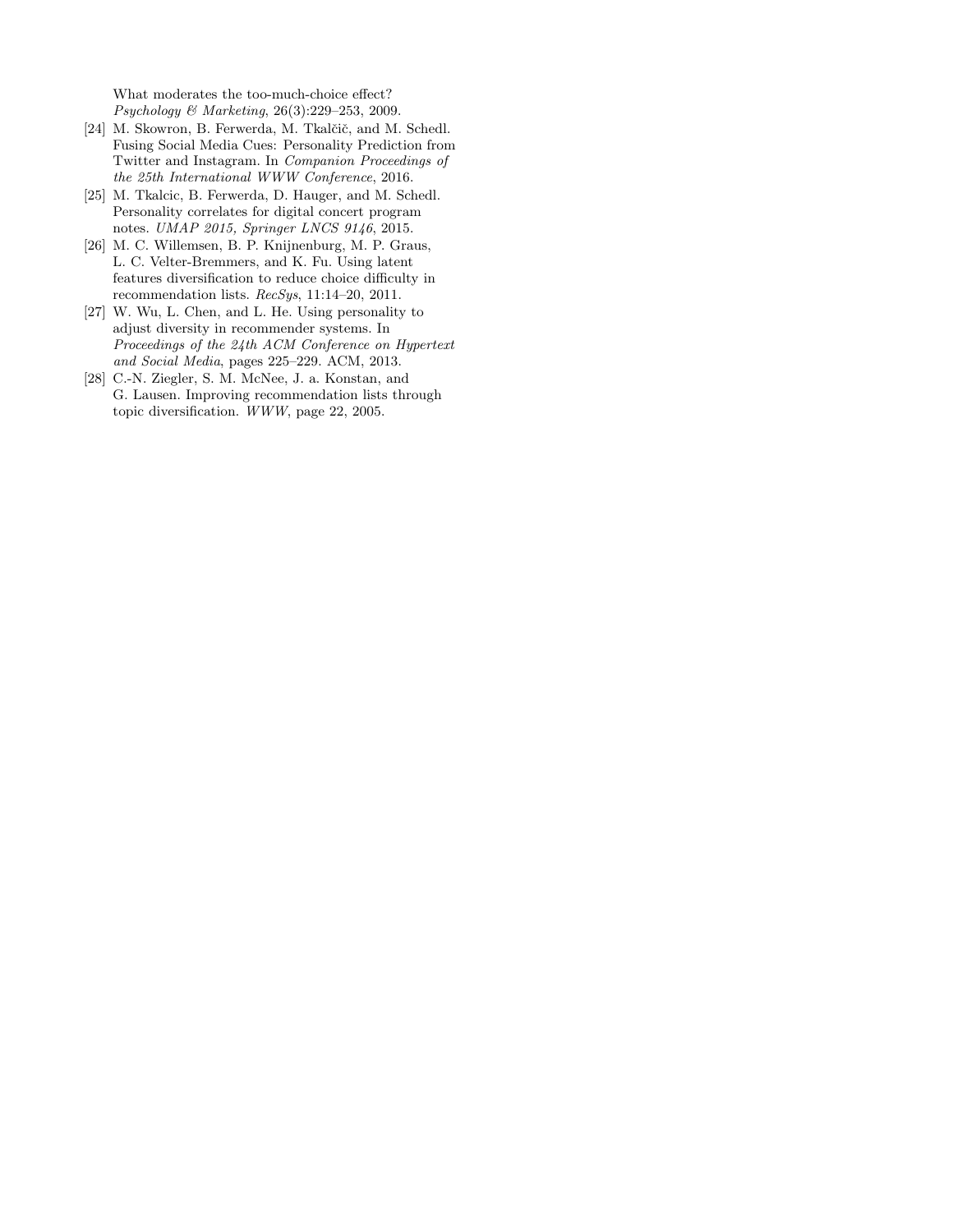What moderates the too-much-choice effect? *Psychology & Marketing*, 26(3):229–253, 2009.

[24] M. Skowron, B. Ferwerda, M. Tkalčič, and M. Schedl. Fusing Social Media Cues: Personality Prediction from Twitter and Instagram. In *Companion Proceedings of the 25th International WWW Conference*, 2016.

[25] M. Tkalcic, B. Ferwerda, D. Hauger, and M. Schedl. Personality correlates for digital concert program notes. *UMAP 2015, Springer LNCS 9146*, 2015.

[26] M. C. Willemsen, B. P. Knijnenburg, M. P. Graus, L. C. Velter-Bremmers, and K. Fu. Using latent features diversification to reduce choice difficulty in recommendation lists. *RecSys*, 11:14–20, 2011.

[27] W. Wu, L. Chen, and L. He. Using personality to adjust diversity in recommender systems. In *Proceedings of the 24th ACM Conference on Hypertext and Social Media*, pages 225–229. ACM, 2013.

[28] C.-N. Ziegler, S. M. McNee, J. a. Konstan, and G. Lausen. Improving recommendation lists through topic diversification. *WWW*, page 22, 2005.